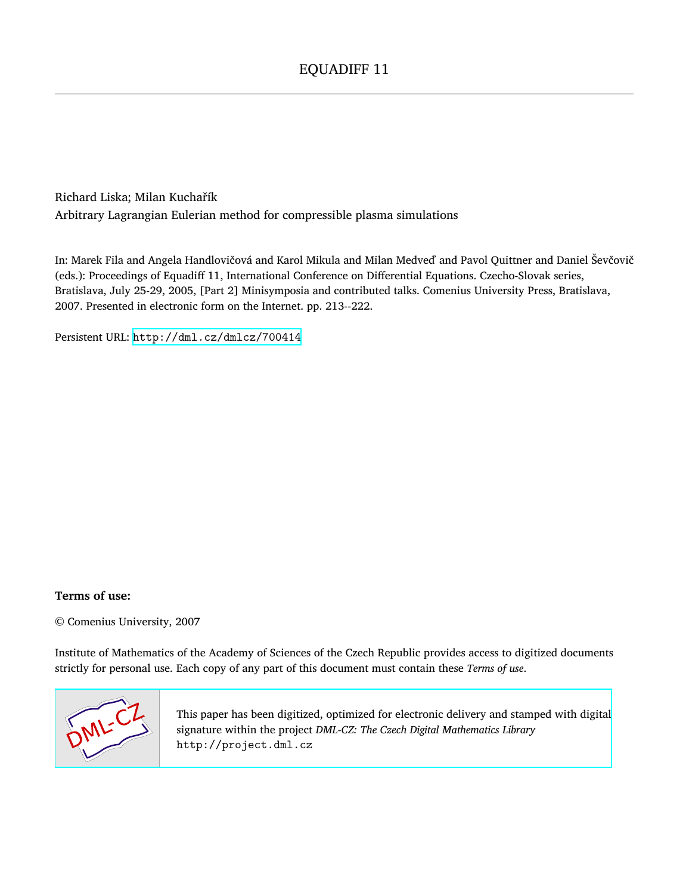# EQUADIFF 11

Richard Liska; Milan Kuchařík

Arbitrary Lagrangian Eulerian method for compressible plasma simulations

In: Marek Fila and Angela Handlovičová and Karol Mikula and Milan Medveď and Pavol Quittner and Daniel Ševčovič (eds.): Proceedings of Equadiff 11, International Conference on Differential Equations. Czecho-Slovak series, Bratislava, July 25-29, 2005, [Part 2] Minisymposia and contributed talks. Comenius University Press, Bratislava, 2007. Presented in electronic form on the Internet. pp. 213--222.

Persistent URL: http://dml.cz/dmlcz/700414

**Terms of use:**

© Comenius University, 2007

Institute of Mathematics of the Academy of Sciences of the Czech Republic provides access to digitized documents strictly for personal use. Each copy of any part of this document must contain these *Terms of use*.

This paper has been digitized, optimized for electronic delivery and stamped with digital signature within the project *DML-CZ: The Czech Digital Mathematics Library* http://project.dml.cz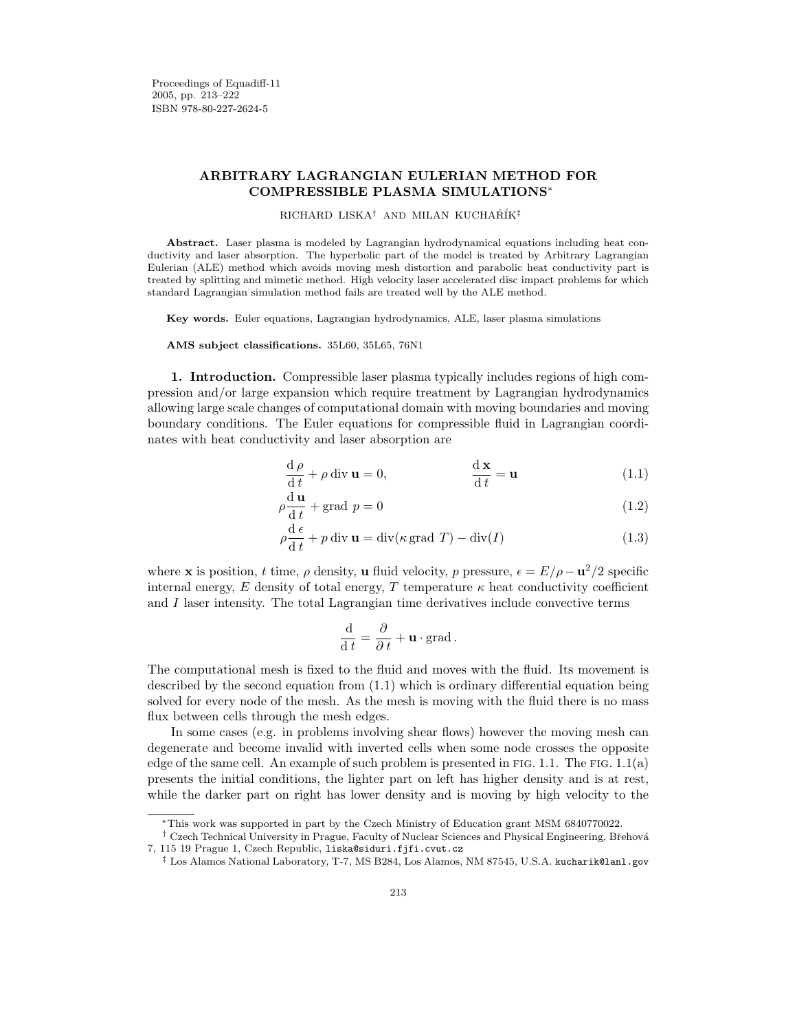Proceedings of Equadiff-11
2005, pp. 213–222
ISBN 978-80-227-2624-5

# ARBITRARY LAGRANGIAN EULERIAN METHOD FOR COMPRESSIBLE PLASMA SIMULATIONS*

RICHARD LISKA† AND MILAN KUCHAŘÍK‡

**Abstract.** Laser plasma is modeled by Lagrangian hydrodynamical equations including heat conductivity and laser absorption. The hyperbolic part of the model is treated by Arbitrary Lagrangian Eulerian (ALE) method which avoids moving mesh distortion and parabolic heat conductivity part is treated by splitting and mimetic method. High velocity laser accelerated disc impact problems for which standard Lagrangian simulation method fails are treated well by the ALE method.

**Key words.** Euler equations, Lagrangian hydrodynamics, ALE, laser plasma simulations

**AMS subject classifications.** 35L60, 35L65, 76N1

## 1. Introduction.

Compressible laser plasma typically includes regions of high compression and/or large expansion which require treatment by Lagrangian hydrodynamics allowing large scale changes of computational domain with moving boundaries and moving boundary conditions. The Euler equations for compressible fluid in Lagrangian coordinates with heat conductivity and laser absorption are

$$\frac{\mathrm{d}\,\rho}{\mathrm{d}\,t} + \rho\,\mathrm{div}\,\mathbf{u} = 0, \qquad\qquad \frac{\mathrm{d}\,\mathbf{x}}{\mathrm{d}\,t} = \mathbf{u} \tag{1.1}$$

$$\rho\frac{\mathrm{d}\,\mathbf{u}}{\mathrm{d}\,t} + \mathrm{grad}\;p = 0 \tag{1.2}$$

$$\rho\frac{\mathrm{d}\,\epsilon}{\mathrm{d}\,t} + p\,\mathrm{div}\,\mathbf{u} = \mathrm{div}(\kappa\,\mathrm{grad}\;T) - \mathrm{div}(I) \tag{1.3}$$

where $\mathbf{x}$ is position, $t$ time, $\rho$ density, $\mathbf{u}$ fluid velocity, $p$ pressure, $\epsilon = E/\rho - \mathbf{u}^2/2$ specific internal energy, $E$ density of total energy, $T$ temperature $\kappa$ heat conductivity coefficient and $I$ laser intensity. The total Lagrangian time derivatives include convective terms

$$\frac{\mathrm{d}}{\mathrm{d}\,t} = \frac{\partial}{\partial\,t} + \mathbf{u}\cdot\mathrm{grad}\,.$$

The computational mesh is fixed to the fluid and moves with the fluid. Its movement is described by the second equation from (1.1) which is ordinary differential equation being solved for every node of the mesh. As the mesh is moving with the fluid there is no mass flux between cells through the mesh edges.

In some cases (e.g. in problems involving shear flows) however the moving mesh can degenerate and become invalid with inverted cells when some node crosses the opposite edge of the same cell. An example of such problem is presented in FIG. 1.1. The FIG. 1.1(a) presents the initial conditions, the lighter part on left has higher density and is at rest, while the darker part on right has lower density and is moving by high velocity to the

---

*This work was supported in part by the Czech Ministry of Education grant MSM 6840770022.

† Czech Technical University in Prague, Faculty of Nuclear Sciences and Physical Engineering, Břehová 7, 115 19 Prague 1, Czech Republic, liska@siduri.fjfi.cvut.cz

‡ Los Alamos National Laboratory, T-7, MS B284, Los Alamos, NM 87545, U.S.A. kucharik@lanl.gov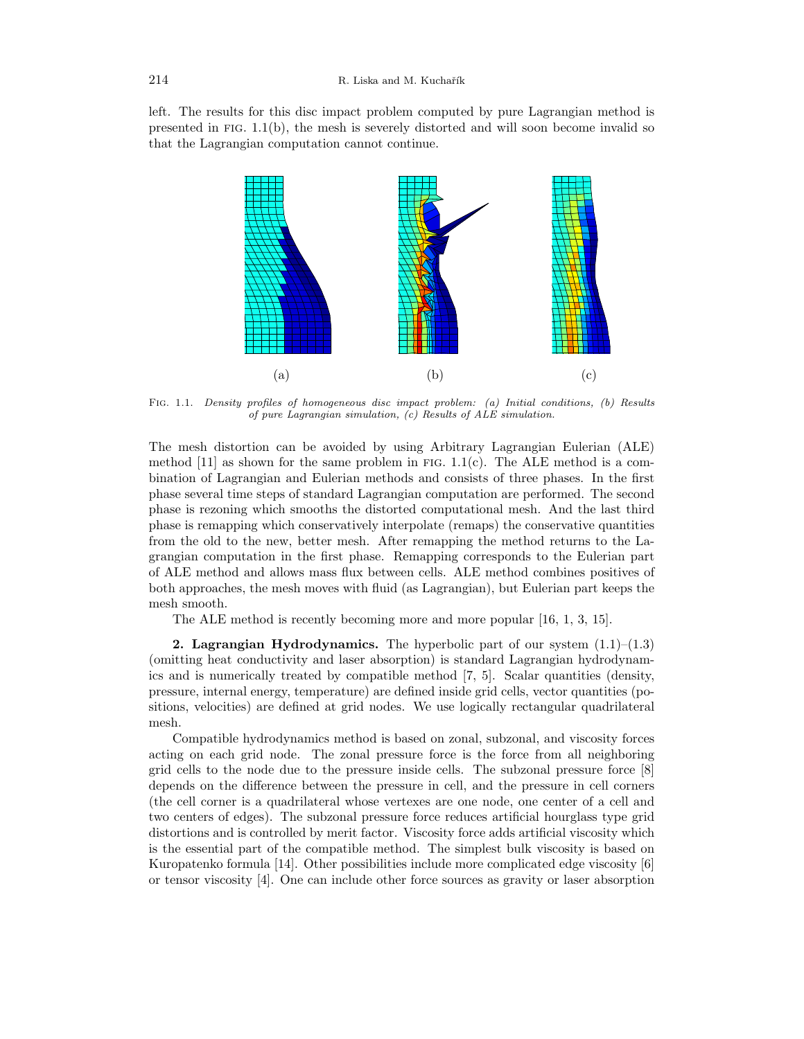left. The results for this disc impact problem computed by pure Lagrangian method is presented in FIG. 1.1(b), the mesh is severely distorted and will soon become invalid so that the Lagrangian computation cannot continue.

(a) (b) (c)

FIG. 1.1. *Density profiles of homogeneous disc impact problem: (a) Initial conditions, (b) Results of pure Lagrangian simulation, (c) Results of ALE simulation.*

The mesh distortion can be avoided by using Arbitrary Lagrangian Eulerian (ALE) method [11] as shown for the same problem in FIG. 1.1(c). The ALE method is a combination of Lagrangian and Eulerian methods and consists of three phases. In the first phase several time steps of standard Lagrangian computation are performed. The second phase is rezoning which smooths the distorted computational mesh. And the last third phase is remapping which conservatively interpolate (remaps) the conservative quantities from the old to the new, better mesh. After remapping the method returns to the Lagrangian computation in the first phase. Remapping corresponds to the Eulerian part of ALE method and allows mass flux between cells. ALE method combines positives of both approaches, the mesh moves with fluid (as Lagrangian), but Eulerian part keeps the mesh smooth.

The ALE method is recently becoming more and more popular [16, 1, 3, 15].

## 2. Lagrangian Hydrodynamics.

The hyperbolic part of our system (1.1)–(1.3) (omitting heat conductivity and laser absorption) is standard Lagrangian hydrodynamics and is numerically treated by compatible method [7, 5]. Scalar quantities (density, pressure, internal energy, temperature) are defined inside grid cells, vector quantities (positions, velocities) are defined at grid nodes. We use logically rectangular quadrilateral mesh.

Compatible hydrodynamics method is based on zonal, subzonal, and viscosity forces acting on each grid node. The zonal pressure force is the force from all neighboring grid cells to the node due to the pressure inside cells. The subzonal pressure force [8] depends on the difference between the pressure in cell, and the pressure in cell corners (the cell corner is a quadrilateral whose vertexes are one node, one center of a cell and two centers of edges). The subzonal pressure force reduces artificial hourglass type grid distortions and is controlled by merit factor. Viscosity force adds artificial viscosity which is the essential part of the compatible method. The simplest bulk viscosity is based on Kuropatenko formula [14]. Other possibilities include more complicated edge viscosity [6] or tensor viscosity [4]. One can include other force sources as gravity or laser absorption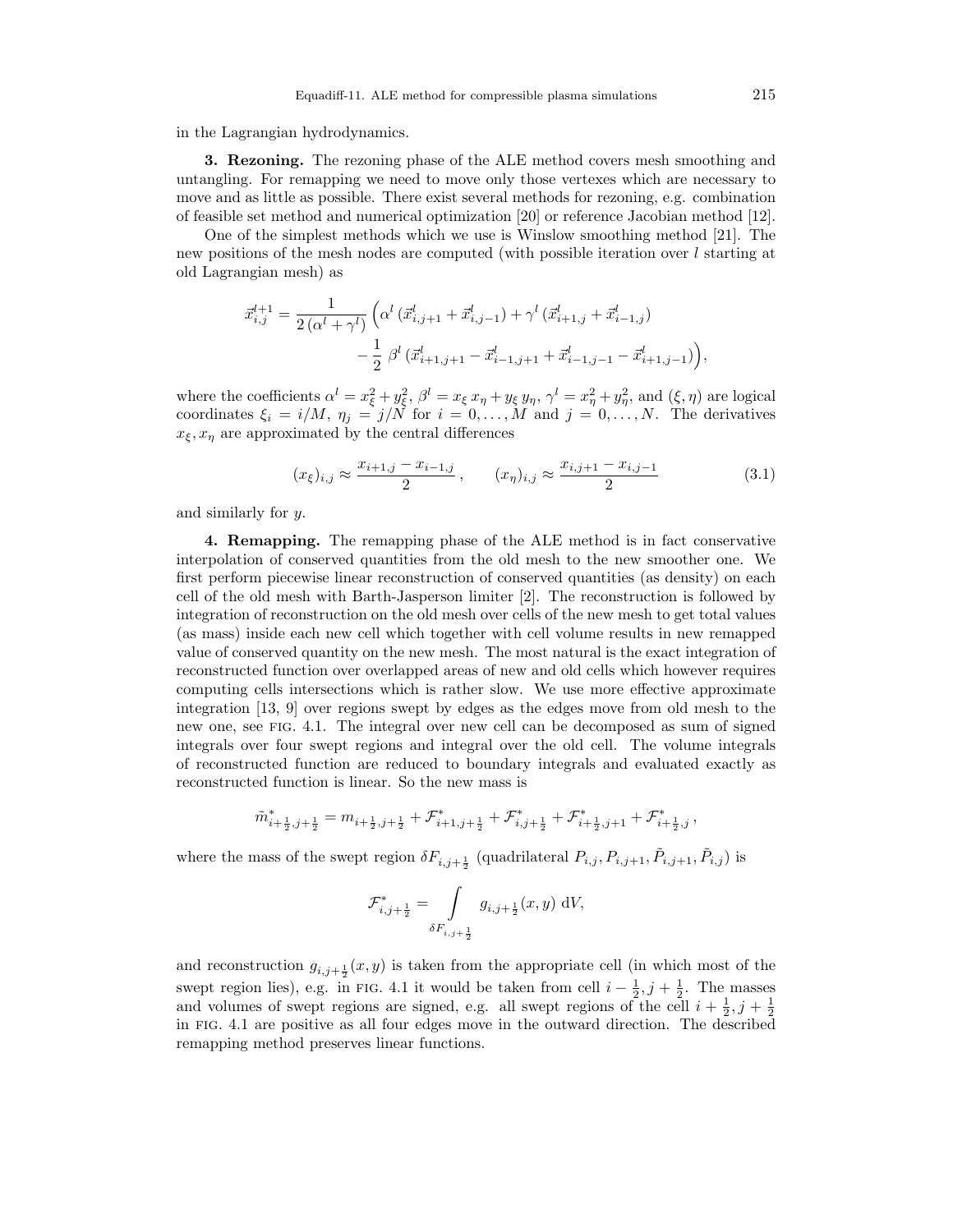in the Lagrangian hydrodynamics.

**3. Rezoning.** The rezoning phase of the ALE method covers mesh smoothing and untangling. For remapping we need to move only those vertexes which are necessary to move and as little as possible. There exist several methods for rezoning, e.g. combination of feasible set method and numerical optimization [20] or reference Jacobian method [12].

One of the simplest methods which we use is Winslow smoothing method [21]. The new positions of the mesh nodes are computed (with possible iteration over $l$ starting at old Lagrangian mesh) as

$$\vec{x}^{l+1}_{i,j} = \frac{1}{2\,(\alpha^l + \gamma^l)} \Big( \alpha^l\,(\vec{x}^l_{i,j+1} + \vec{x}^l_{i,j-1}) + \gamma^l\,(\vec{x}^l_{i+1,j} + \vec{x}^l_{i-1,j}) - \frac{1}{2}\,\beta^l\,(\vec{x}^l_{i+1,j+1} - \vec{x}^l_{i-1,j+1} + \vec{x}^l_{i-1,j-1} - \vec{x}^l_{i+1,j-1}) \Big),$$

where the coefficients $\alpha^l = x_\xi^2 + y_\xi^2$, $\beta^l = x_\xi\, x_\eta + y_\xi\, y_\eta$, $\gamma^l = x_\eta^2 + y_\eta^2$, and $(\xi, \eta)$ are logical coordinates $\xi_i = i/M$, $\eta_j = j/N$ for $i = 0, \ldots, M$ and $j = 0, \ldots, N$. The derivatives $x_\xi, x_\eta$ are approximated by the central differences

$$(x_\xi)_{i,j} \approx \frac{x_{i+1,j} - x_{i-1,j}}{2}\,, \qquad (x_\eta)_{i,j} \approx \frac{x_{i,j+1} - x_{i,j-1}}{2} \tag{3.1}$$

and similarly for $y$.

**4. Remapping.** The remapping phase of the ALE method is in fact conservative interpolation of conserved quantities from the old mesh to the new smoother one. We first perform piecewise linear reconstruction of conserved quantities (as density) on each cell of the old mesh with Barth-Jasperson limiter [2]. The reconstruction is followed by integration of reconstruction on the old mesh over cells of the new mesh to get total values (as mass) inside each new cell which together with cell volume results in new remapped value of conserved quantity on the new mesh. The most natural is the exact integration of reconstructed function over overlapped areas of new and old cells which however requires computing cells intersections which is rather slow. We use more effective approximate integration [13, 9] over regions swept by edges as the edges move from old mesh to the new one, see FIG. 4.1. The integral over new cell can be decomposed as sum of signed integrals over four swept regions and integral over the old cell. The volume integrals of reconstructed function are reduced to boundary integrals and evaluated exactly as reconstructed function is linear. So the new mass is

$$\tilde{m}^*_{i+\frac{1}{2},j+\frac{1}{2}} = m_{i+\frac{1}{2},j+\frac{1}{2}} + \mathcal{F}^*_{i+1,j+\frac{1}{2}} + \mathcal{F}^*_{i,j+\frac{1}{2}} + \mathcal{F}^*_{i+\frac{1}{2},j+1} + \mathcal{F}^*_{i+\frac{1}{2},j}\,,$$

where the mass of the swept region $\delta F_{i,j+\frac{1}{2}}$ (quadrilateral $P_{i,j}, P_{i,j+1}, \tilde{P}_{i,j+1}, \tilde{P}_{i,j}$) is

$$\mathcal{F}^*_{i,j+\frac{1}{2}} = \int\limits_{\delta F_{i,j+\frac{1}{2}}} g_{i,j+\frac{1}{2}}(x,y)\ \mathrm{d}V,$$

and reconstruction $g_{i,j+\frac{1}{2}}(x,y)$ is taken from the appropriate cell (in which most of the swept region lies), e.g. in FIG. 4.1 it would be taken from cell $i-\frac{1}{2}, j+\frac{1}{2}$. The masses and volumes of swept regions are signed, e.g. all swept regions of the cell $i+\frac{1}{2}, j+\frac{1}{2}$ in FIG. 4.1 are positive as all four edges move in the outward direction. The described remapping method preserves linear functions.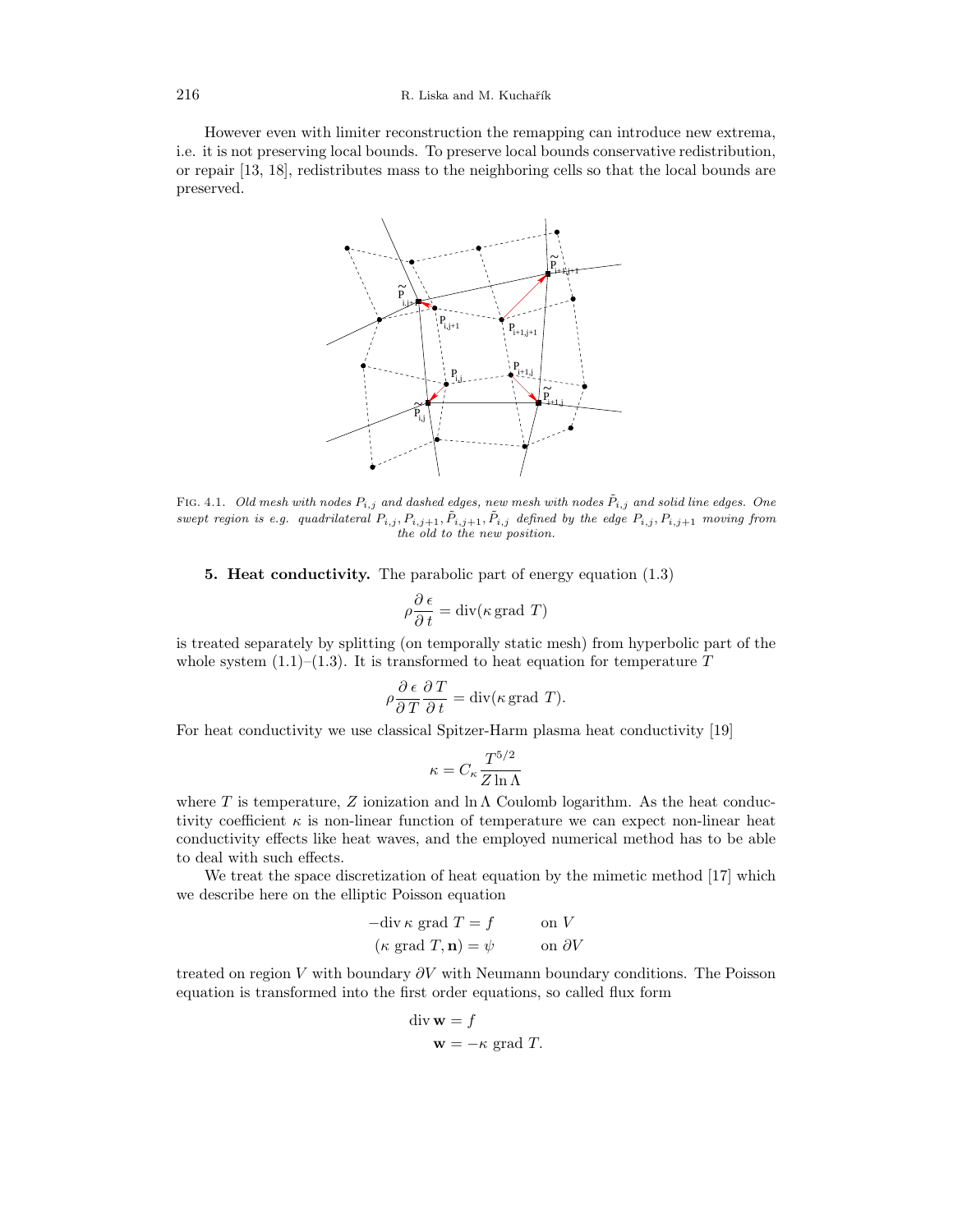However even with limiter reconstruction the remapping can introduce new extrema, i.e. it is not preserving local bounds. To preserve local bounds conservative redistribution, or repair [13, 18], redistributes mass to the neighboring cells so that the local bounds are preserved.

FIG. 4.1. *Old mesh with nodes $P_{i,j}$ and dashed edges, new mesh with nodes $\tilde{P}_{i,j}$ and solid line edges. One swept region is e.g. quadrilateral $P_{i,j}, P_{i,j+1}, \tilde{P}_{i,j+1}, \tilde{P}_{i,j}$ defined by the edge $P_{i,j}, P_{i,j+1}$ moving from the old to the new position.*

## 5. Heat conductivity.

The parabolic part of energy equation (1.3)

$$\rho \frac{\partial \epsilon}{\partial t} = \operatorname{div}(\kappa \operatorname{grad} T)$$

is treated separately by splitting (on temporally static mesh) from hyperbolic part of the whole system (1.1)–(1.3). It is transformed to heat equation for temperature $T$

$$\rho \frac{\partial \epsilon}{\partial T} \frac{\partial T}{\partial t} = \operatorname{div}(\kappa \operatorname{grad} T).$$

For heat conductivity we use classical Spitzer-Harm plasma heat conductivity [19]

$$\kappa = C_\kappa \frac{T^{5/2}}{Z \ln \Lambda}$$

where $T$ is temperature, $Z$ ionization and $\ln \Lambda$ Coulomb logarithm. As the heat conductivity coefficient $\kappa$ is non-linear function of temperature we can expect non-linear heat conductivity effects like heat waves, and the employed numerical method has to be able to deal with such effects.

We treat the space discretization of heat equation by the mimetic method [17] which we describe here on the elliptic Poisson equation

$$\begin{aligned} -\operatorname{div} \kappa \operatorname{grad} T &= f \qquad \text{on } V \\ (\kappa \operatorname{grad} T, \mathbf{n}) &= \psi \qquad \text{on } \partial V \end{aligned}$$

treated on region $V$ with boundary $\partial V$ with Neumann boundary conditions. The Poisson equation is transformed into the first order equations, so called flux form

$$\begin{aligned} \operatorname{div} \mathbf{w} &= f \\ \mathbf{w} &= -\kappa \operatorname{grad} T. \end{aligned}$$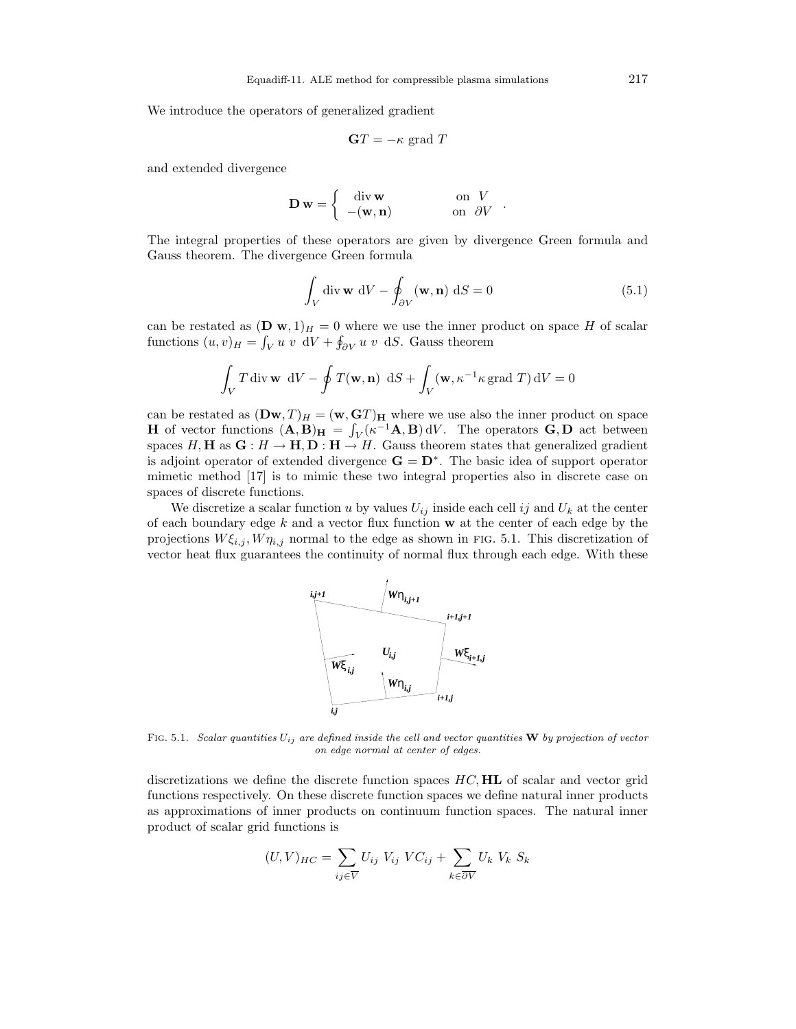We introduce the operators of generalized gradient

$$\mathbf{G}T = -\kappa \text{ grad } T$$

and extended divergence

$$\mathbf{D}\,\mathbf{w} = \begin{cases} \text{div}\,\mathbf{w} & \text{on } V \\ -(\mathbf{w},\mathbf{n}) & \text{on } \partial V \end{cases}.$$

The integral properties of these operators are given by divergence Green formula and Gauss theorem. The divergence Green formula

$$\int_V \text{div}\,\mathbf{w}\ \mathrm{d}V - \oint_{\partial V} (\mathbf{w},\mathbf{n})\ \mathrm{d}S = 0 \tag{5.1}$$

can be restated as $(\mathbf{D}\,\mathbf{w},1)_H = 0$ where we use the inner product on space $H$ of scalar functions $(u,v)_H = \int_V u\ v\ \mathrm{d}V + \oint_{\partial V} u\ v\ \mathrm{d}S$. Gauss theorem

$$\int_V T\,\text{div}\,\mathbf{w}\ \mathrm{d}V - \oint T(\mathbf{w},\mathbf{n})\ \mathrm{d}S + \int_V (\mathbf{w}, \kappa^{-1}\kappa\,\text{grad}\ T)\,\mathrm{d}V = 0$$

can be restated as $(\mathbf{D}\mathbf{w},T)_H = (\mathbf{w},\mathbf{G}T)_{\mathbf{H}}$ where we use also the inner product on space $\mathbf{H}$ of vector functions $(\mathbf{A},\mathbf{B})_{\mathbf{H}} = \int_V (\kappa^{-1}\mathbf{A},\mathbf{B})\,\mathrm{d}V$. The operators $\mathbf{G},\mathbf{D}$ act between spaces $H,\mathbf{H}$ as $\mathbf{G}: H \to \mathbf{H}, \mathbf{D}: \mathbf{H} \to H$. Gauss theorem states that generalized gradient is adjoint operator of extended divergence $\mathbf{G} = \mathbf{D}^*$. The basic idea of support operator mimetic method [17] is to mimic these two integral properties also in discrete case on spaces of discrete functions.

We discretize a scalar function $u$ by values $U_{ij}$ inside each cell $ij$ and $U_k$ at the center of each boundary edge $k$ and a vector flux function $\mathbf{w}$ at the center of each edge by the projections $W\xi_{i,j}, W\eta_{i,j}$ normal to the edge as shown in FIG. 5.1. This discretization of vector heat flux guarantees the continuity of normal flux through each edge. With these

FIG. 5.1. *Scalar quantities $U_{ij}$ are defined inside the cell and vector quantities $\mathbf{W}$ by projection of vector on edge normal at center of edges.*

discretizations we define the discrete function spaces $HC, \mathbf{HL}$ of scalar and vector grid functions respectively. On these discrete function spaces we define natural inner products as approximations of inner products on continuum function spaces. The natural inner product of scalar grid functions is

$$(U,V)_{HC} = \sum_{ij\in\overline{V}} U_{ij}\ V_{ij}\ VC_{ij} + \sum_{k\in\overline{\partial V}} U_k\ V_k\ S_k$$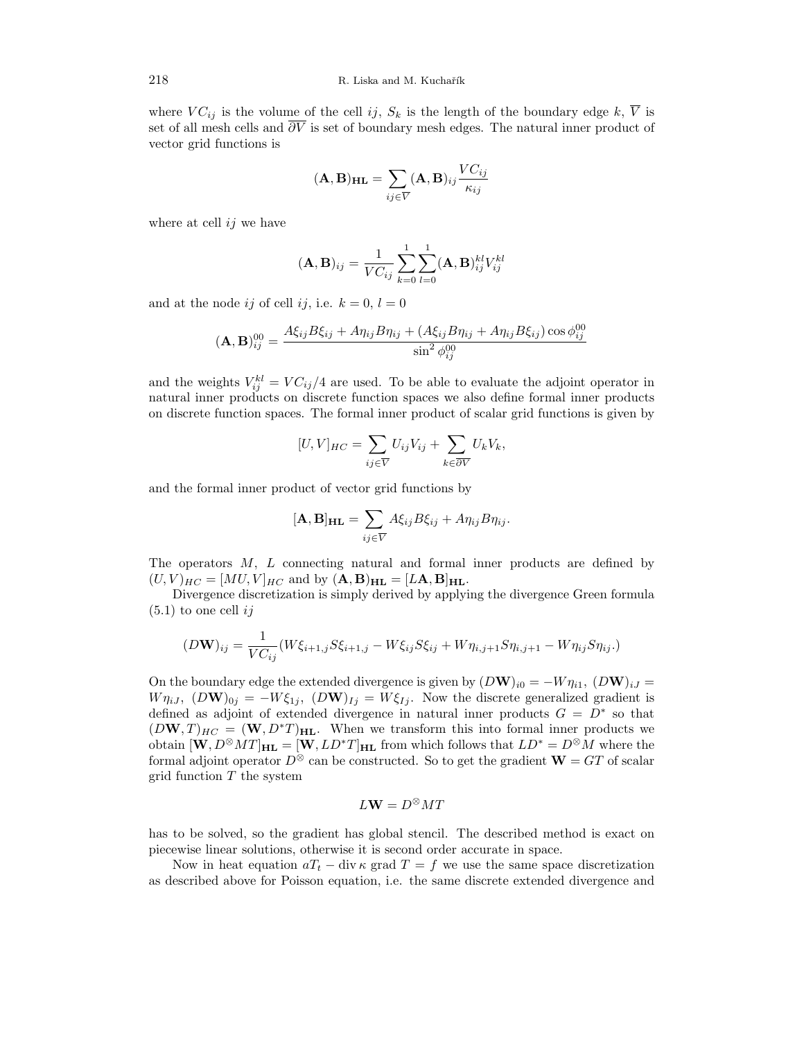where $VC_{ij}$ is the volume of the cell $ij$, $S_k$ is the length of the boundary edge $k$, $\overline{V}$ is set of all mesh cells and $\overline{\partial V}$ is set of boundary mesh edges. The natural inner product of vector grid functions is

$$(\mathbf{A}, \mathbf{B})_{\mathbf{HL}} = \sum_{ij \in \overline{V}} (\mathbf{A}, \mathbf{B})_{ij} \frac{VC_{ij}}{\kappa_{ij}}$$

where at cell $ij$ we have

$$(\mathbf{A}, \mathbf{B})_{ij} = \frac{1}{VC_{ij}} \sum_{k=0}^{1} \sum_{l=0}^{1} (\mathbf{A}, \mathbf{B})_{ij}^{kl} V_{ij}^{kl}$$

and at the node $ij$ of cell $ij$, i.e. $k = 0$, $l = 0$

$$(\mathbf{A}, \mathbf{B})_{ij}^{00} = \frac{A\xi_{ij} B\xi_{ij} + A\eta_{ij} B\eta_{ij} + (A\xi_{ij} B\eta_{ij} + A\eta_{ij} B\xi_{ij}) \cos \phi_{ij}^{00}}{\sin^2 \phi_{ij}^{00}}$$

and the weights $V_{ij}^{kl} = VC_{ij}/4$ are used. To be able to evaluate the adjoint operator in natural inner products on discrete function spaces we also define formal inner products on discrete function spaces. The formal inner product of scalar grid functions is given by

$$[U, V]_{HC} = \sum_{ij \in \overline{V}} U_{ij} V_{ij} + \sum_{k \in \overline{\partial V}} U_k V_k,$$

and the formal inner product of vector grid functions by

$$[\mathbf{A}, \mathbf{B}]_{\mathbf{HL}} = \sum_{ij \in \overline{V}} A\xi_{ij} B\xi_{ij} + A\eta_{ij} B\eta_{ij}.$$

The operators $M$, $L$ connecting natural and formal inner products are defined by $(U, V)_{HC} = [MU, V]_{HC}$ and by $(\mathbf{A}, \mathbf{B})_{\mathbf{HL}} = [L\mathbf{A}, \mathbf{B}]_{\mathbf{HL}}$.

Divergence discretization is simply derived by applying the divergence Green formula (5.1) to one cell $ij$

$$(D\mathbf{W})_{ij} = \frac{1}{VC_{ij}} (W\xi_{i+1,j} S\xi_{i+1,j} - W\xi_{ij} S\xi_{ij} + W\eta_{i,j+1} S\eta_{i,j+1} - W\eta_{ij} S\eta_{ij}.)$$

On the boundary edge the extended divergence is given by $(D\mathbf{W})_{i0} = -W\eta_{i1}$, $(D\mathbf{W})_{iJ} = W\eta_{iJ}$, $(D\mathbf{W})_{0j} = -W\xi_{1j}$, $(D\mathbf{W})_{Ij} = W\xi_{Ij}$. Now the discrete generalized gradient is defined as adjoint of extended divergence in natural inner products $G = D^*$ so that $(D\mathbf{W}, T)_{HC} = (\mathbf{W}, D^* T)_{\mathbf{HL}}$. When we transform this into formal inner products we obtain $[\mathbf{W}, D^{\otimes} MT]_{\mathbf{HL}} = [\mathbf{W}, LD^* T]_{\mathbf{HL}}$ from which follows that $LD^* = D^{\otimes} M$ where the formal adjoint operator $D^{\otimes}$ can be constructed. So to get the gradient $\mathbf{W} = GT$ of scalar grid function $T$ the system

$$L\mathbf{W} = D^{\otimes} MT$$

has to be solved, so the gradient has global stencil. The described method is exact on piecewise linear solutions, otherwise it is second order accurate in space.

Now in heat equation $aT_t - \operatorname{div} \kappa \operatorname{grad} T = f$ we use the same space discretization as described above for Poisson equation, i.e. the same discrete extended divergence and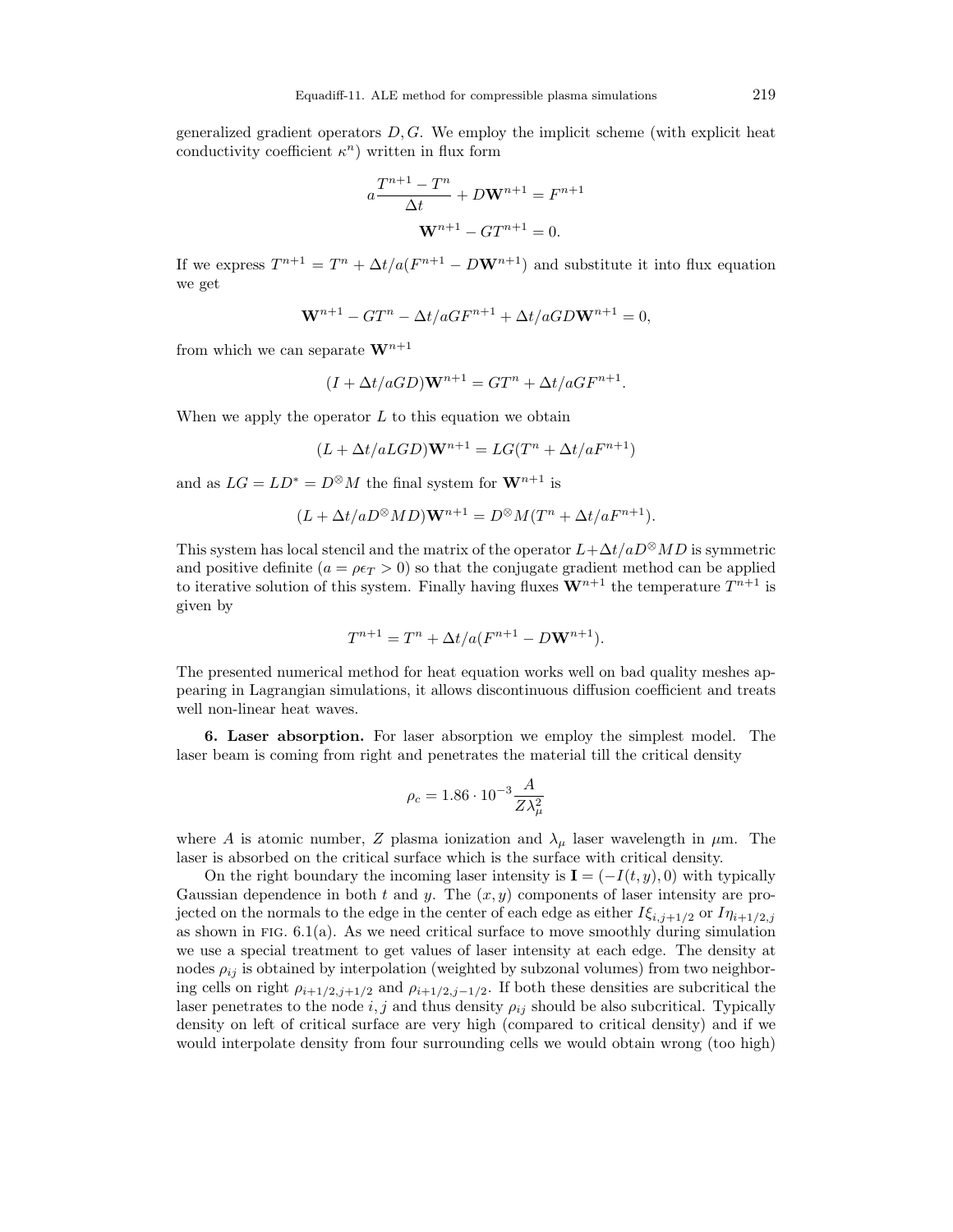generalized gradient operators $D, G$. We employ the implicit scheme (with explicit heat conductivity coefficient $\kappa^n$) written in flux form

$$a\frac{T^{n+1} - T^n}{\Delta t} + D\mathbf{W}^{n+1} = F^{n+1}$$

$$\mathbf{W}^{n+1} - GT^{n+1} = 0.$$

If we express $T^{n+1} = T^n + \Delta t/a(F^{n+1} - D\mathbf{W}^{n+1})$ and substitute it into flux equation we get

$$\mathbf{W}^{n+1} - GT^n - \Delta t/aGF^{n+1} + \Delta t/aGD\mathbf{W}^{n+1} = 0,$$

from which we can separate $\mathbf{W}^{n+1}$

$$(I + \Delta t/aGD)\mathbf{W}^{n+1} = GT^n + \Delta t/aGF^{n+1}.$$

When we apply the operator $L$ to this equation we obtain

$$(L + \Delta t/aLGD)\mathbf{W}^{n+1} = LG(T^n + \Delta t/aF^{n+1})$$

and as $LG = LD^* = D^{\otimes}M$ the final system for $\mathbf{W}^{n+1}$ is

$$(L + \Delta t/aD^{\otimes}MD)\mathbf{W}^{n+1} = D^{\otimes}M(T^n + \Delta t/aF^{n+1}).$$

This system has local stencil and the matrix of the operator $L + \Delta t/aD^{\otimes}MD$ is symmetric and positive definite ($a = \rho\epsilon_T > 0$) so that the conjugate gradient method can be applied to iterative solution of this system. Finally having fluxes $\mathbf{W}^{n+1}$ the temperature $T^{n+1}$ is given by

$$T^{n+1} = T^n + \Delta t/a(F^{n+1} - D\mathbf{W}^{n+1}).$$

The presented numerical method for heat equation works well on bad quality meshes appearing in Lagrangian simulations, it allows discontinuous diffusion coefficient and treats well non-linear heat waves.

**6. Laser absorption.** For laser absorption we employ the simplest model. The laser beam is coming from right and penetrates the material till the critical density

$$\rho_c = 1.86 \cdot 10^{-3}\frac{A}{Z\lambda_\mu^2}$$

where $A$ is atomic number, $Z$ plasma ionization and $\lambda_\mu$ laser wavelength in $\mu$m. The laser is absorbed on the critical surface which is the surface with critical density.

On the right boundary the incoming laser intensity is $\mathbf{I} = (-I(t, y), 0)$ with typically Gaussian dependence in both $t$ and $y$. The $(x, y)$ components of laser intensity are projected on the normals to the edge in the center of each edge as either $I\xi_{i,j+1/2}$ or $I\eta_{i+1/2,j}$ as shown in FIG. 6.1(a). As we need critical surface to move smoothly during simulation we use a special treatment to get values of laser intensity at each edge. The density at nodes $\rho_{ij}$ is obtained by interpolation (weighted by subzonal volumes) from two neighboring cells on right $\rho_{i+1/2,j+1/2}$ and $\rho_{i+1/2,j-1/2}$. If both these densities are subcritical the laser penetrates to the node $i, j$ and thus density $\rho_{ij}$ should be also subcritical. Typically density on left of critical surface are very high (compared to critical density) and if we would interpolate density from four surrounding cells we would obtain wrong (too high)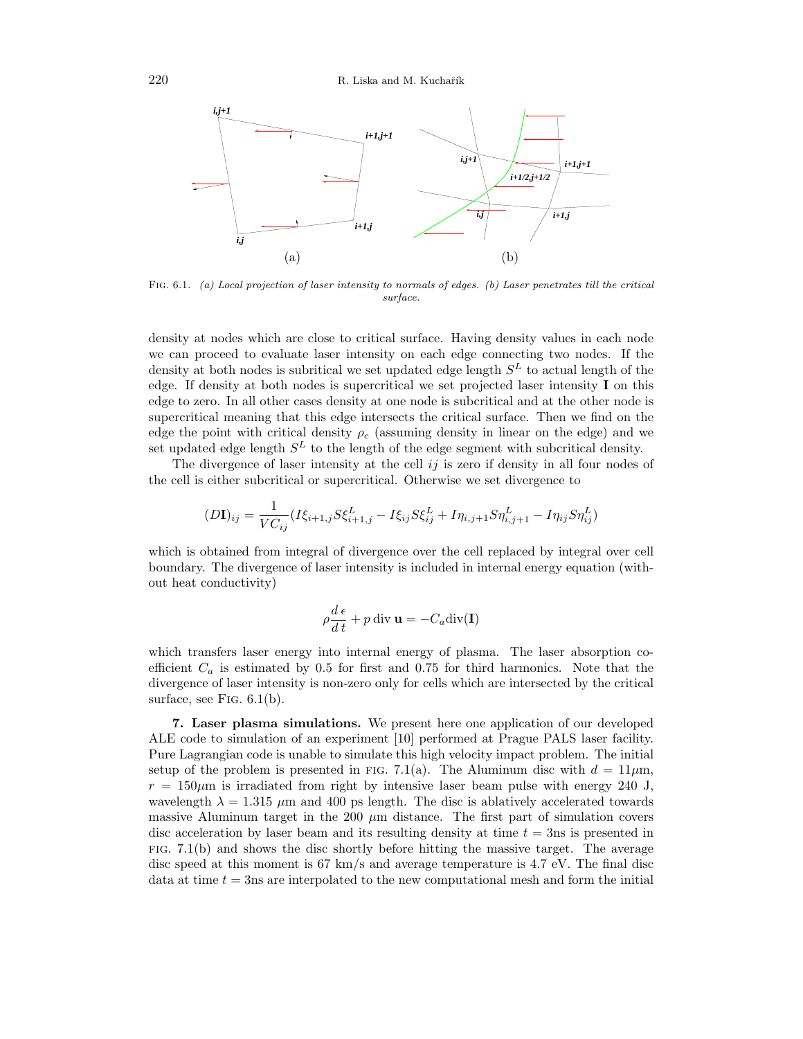FIG. 6.1. *(a) Local projection of laser intensity to normals of edges. (b) Laser penetrates till the critical surface.*

density at nodes which are close to critical surface. Having density values in each node we can proceed to evaluate laser intensity on each edge connecting two nodes. If the density at both nodes is subritical we set updated edge length $S^L$ to actual length of the edge. If density at both nodes is supercritical we set projected laser intensity $\mathbf{I}$ on this edge to zero. In all other cases density at one node is subcritical and at the other node is supercritical meaning that this edge intersects the critical surface. Then we find on the edge the point with critical density $\rho_c$ (assuming density in linear on the edge) and we set updated edge length $S^L$ to the length of the edge segment with subcritical density.

The divergence of laser intensity at the cell $ij$ is zero if density in all four nodes of the cell is either subcritical or supercritical. Otherwise we set divergence to

$$(D\mathbf{I})_{ij} = \frac{1}{VC_{ij}}(I\xi_{i+1,j}S\xi^L_{i+1,j} - I\xi_{ij}S\xi^L_{ij} + I\eta_{i,j+1}S\eta^L_{i,j+1} - I\eta_{ij}S\eta^L_{ij})$$

which is obtained from integral of divergence over the cell replaced by integral over cell boundary. The divergence of laser intensity is included in internal energy equation (without heat conductivity)

$$\rho\frac{d\,\epsilon}{d\,t} + p\,\mathrm{div}\,\mathbf{u} = -C_a\mathrm{div}(\mathbf{I})$$

which transfers laser energy into internal energy of plasma. The laser absorption coefficient $C_a$ is estimated by 0.5 for first and 0.75 for third harmonics. Note that the divergence of laser intensity is non-zero only for cells which are intersected by the critical surface, see FIG. 6.1(b).

**7. Laser plasma simulations.** We present here one application of our developed ALE code to simulation of an experiment [10] performed at Prague PALS laser facility. Pure Lagrangian code is unable to simulate this high velocity impact problem. The initial setup of the problem is presented in FIG. 7.1(a). The Aluminum disc with $d = 11\mu$m, $r = 150\mu$m is irradiated from right by intensive laser beam pulse with energy 240 J, wavelength $\lambda = 1.315$ $\mu$m and 400 ps length. The disc is ablatively accelerated towards massive Aluminum target in the 200 $\mu$m distance. The first part of simulation covers disc acceleration by laser beam and its resulting density at time $t = 3$ns is presented in FIG. 7.1(b) and shows the disc shortly before hitting the massive target. The average disc speed at this moment is 67 km/s and average temperature is 4.7 eV. The final disc data at time $t = 3$ns are interpolated to the new computational mesh and form the initial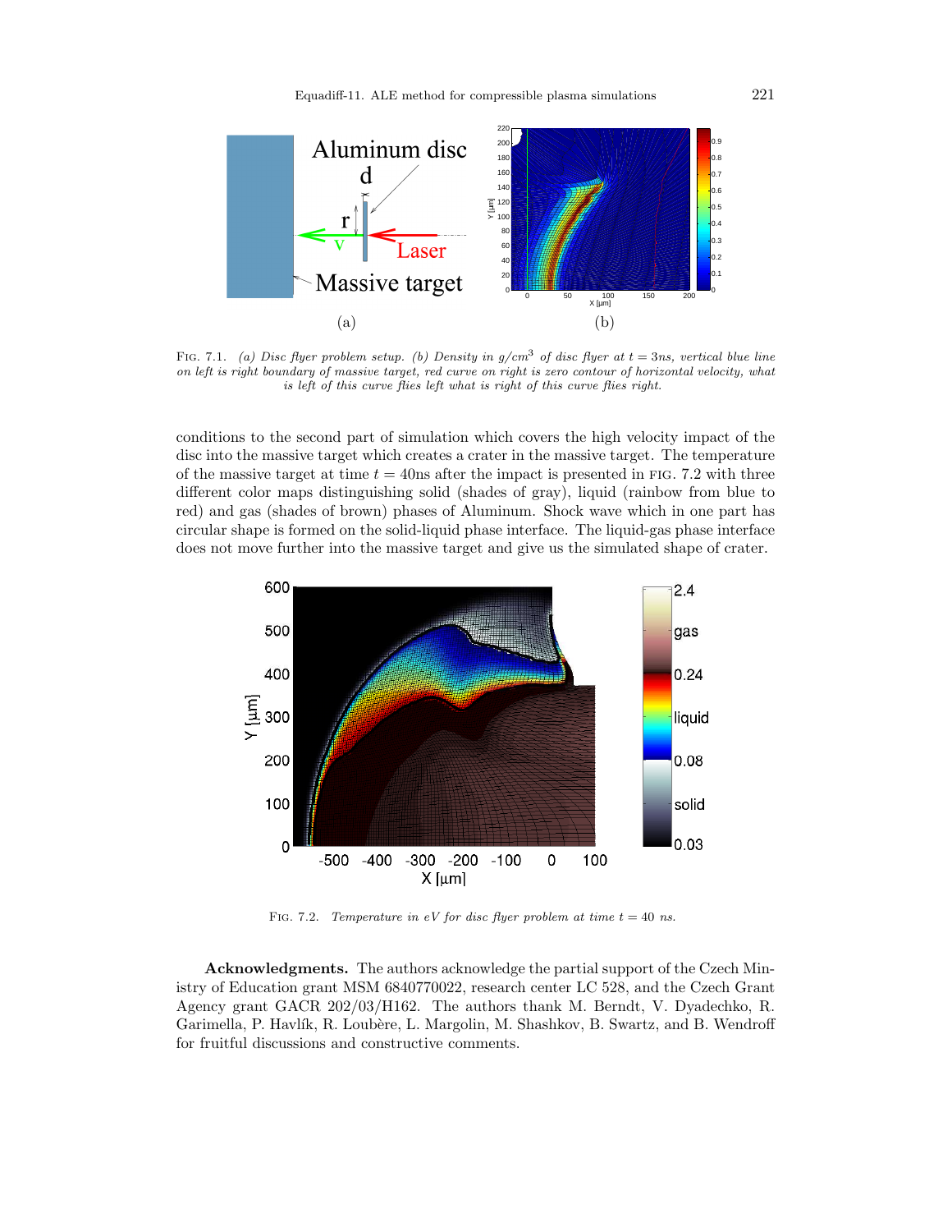Fig. 7.1. *(a) Disc flyer problem setup. (b) Density in g/cm$^3$ of disc flyer at $t = 3$ns, vertical blue line on left is right boundary of massive target, red curve on right is zero contour of horizontal velocity, what is left of this curve flies left what is right of this curve flies right.*

conditions to the second part of simulation which covers the high velocity impact of the disc into the massive target which creates a crater in the massive target. The temperature of the massive target at time $t = 40$ns after the impact is presented in Fig. 7.2 with three different color maps distinguishing solid (shades of gray), liquid (rainbow from blue to red) and gas (shades of brown) phases of Aluminum. Shock wave which in one part has circular shape is formed on the solid-liquid phase interface. The liquid-gas phase interface does not move further into the massive target and give us the simulated shape of crater.

Fig. 7.2. *Temperature in eV for disc flyer problem at time $t = 40$ ns.*

**Acknowledgments.** The authors acknowledge the partial support of the Czech Ministry of Education grant MSM 6840770022, research center LC 528, and the Czech Grant Agency grant GACR 202/03/H162. The authors thank M. Berndt, V. Dyadechko, R. Garimella, P. Havlík, R. Loubère, L. Margolin, M. Shashkov, B. Swartz, and B. Wendroff for fruitful discussions and constructive comments.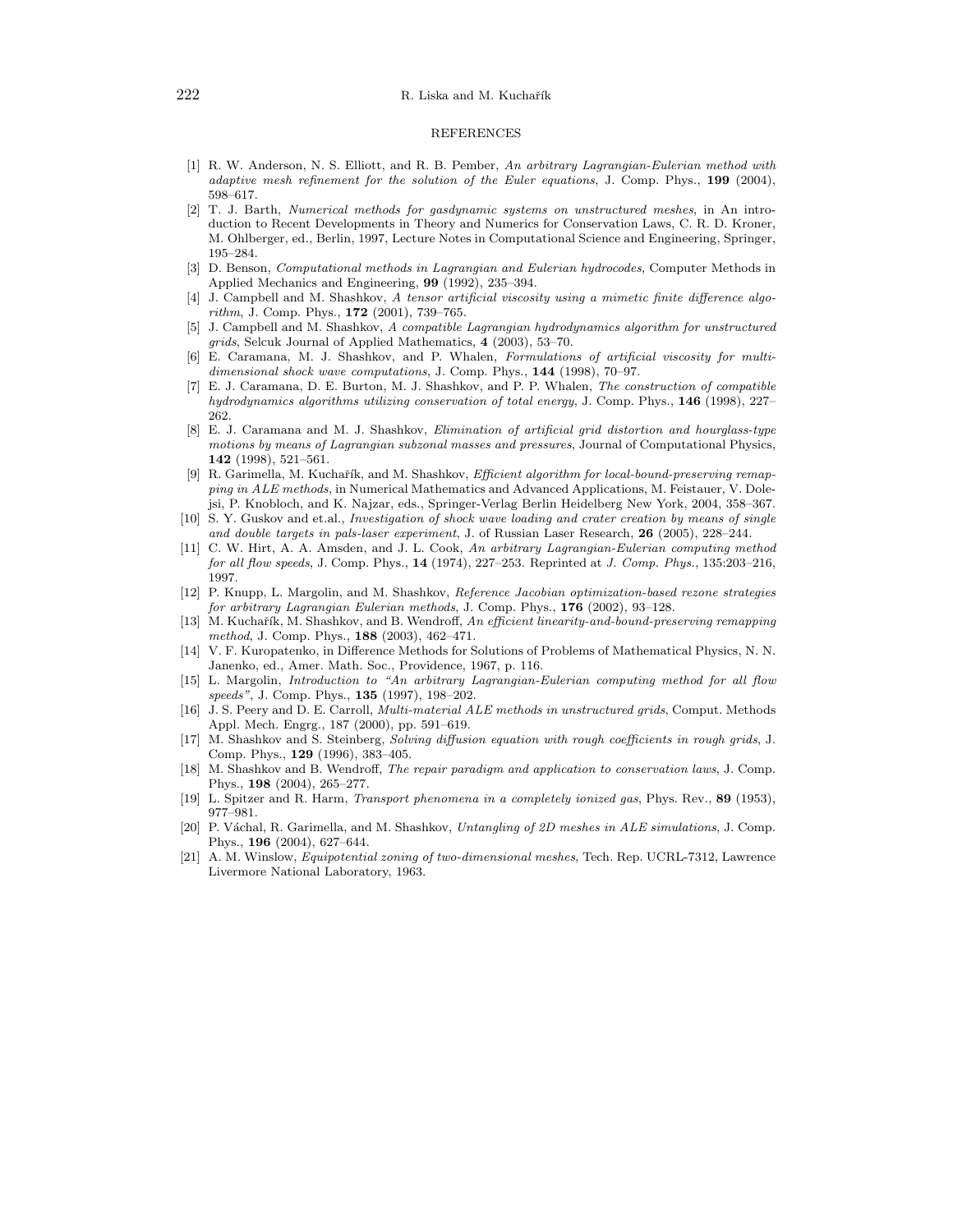## REFERENCES

[1] R. W. Anderson, N. S. Elliott, and R. B. Pember, *An arbitrary Lagrangian-Eulerian method with adaptive mesh refinement for the solution of the Euler equations*, J. Comp. Phys., **199** (2004), 598–617.

[2] T. J. Barth, *Numerical methods for gasdynamic systems on unstructured meshes*, in An introduction to Recent Developments in Theory and Numerics for Conservation Laws, C. R. D. Kroner, M. Ohlberger, ed., Berlin, 1997, Lecture Notes in Computational Science and Engineering, Springer, 195–284.

[3] D. Benson, *Computational methods in Lagrangian and Eulerian hydrocodes*, Computer Methods in Applied Mechanics and Engineering, **99** (1992), 235–394.

[4] J. Campbell and M. Shashkov, *A tensor artificial viscosity using a mimetic finite difference algorithm*, J. Comp. Phys., **172** (2001), 739–765.

[5] J. Campbell and M. Shashkov, *A compatible Lagrangian hydrodynamics algorithm for unstructured grids*, Selcuk Journal of Applied Mathematics, **4** (2003), 53–70.

[6] E. Caramana, M. J. Shashkov, and P. Whalen, *Formulations of artificial viscosity for multi-dimensional shock wave computations*, J. Comp. Phys., **144** (1998), 70–97.

[7] E. J. Caramana, D. E. Burton, M. J. Shashkov, and P. P. Whalen, *The construction of compatible hydrodynamics algorithms utilizing conservation of total energy*, J. Comp. Phys., **146** (1998), 227–262.

[8] E. J. Caramana and M. J. Shashkov, *Elimination of artificial grid distortion and hourglass-type motions by means of Lagrangian subzonal masses and pressures*, Journal of Computational Physics, **142** (1998), 521–561.

[9] R. Garimella, M. Kuchařík, and M. Shashkov, *Efficient algorithm for local-bound-preserving remapping in ALE methods*, in Numerical Mathematics and Advanced Applications, M. Feistauer, V. Dolejsi, P. Knobloch, and K. Najzar, eds., Springer-Verlag Berlin Heidelberg New York, 2004, 358–367.

[10] S. Y. Guskov and et.al., *Investigation of shock wave loading and crater creation by means of single and double targets in pals-laser experiment*, J. of Russian Laser Research, **26** (2005), 228–244.

[11] C. W. Hirt, A. A. Amsden, and J. L. Cook, *An arbitrary Lagrangian-Eulerian computing method for all flow speeds*, J. Comp. Phys., **14** (1974), 227–253. Reprinted at *J. Comp. Phys.*, 135:203–216, 1997.

[12] P. Knupp, L. Margolin, and M. Shashkov, *Reference Jacobian optimization-based rezone strategies for arbitrary Lagrangian Eulerian methods*, J. Comp. Phys., **176** (2002), 93–128.

[13] M. Kuchařík, M. Shashkov, and B. Wendroff, *An efficient linearity-and-bound-preserving remapping method*, J. Comp. Phys., **188** (2003), 462–471.

[14] V. F. Kuropatenko, in Difference Methods for Solutions of Problems of Mathematical Physics, N. N. Janenko, ed., Amer. Math. Soc., Providence, 1967, p. 116.

[15] L. Margolin, *Introduction to "An arbitrary Lagrangian-Eulerian computing method for all flow speeds"*, J. Comp. Phys., **135** (1997), 198–202.

[16] J. S. Peery and D. E. Carroll, *Multi-material ALE methods in unstructured grids*, Comput. Methods Appl. Mech. Engrg., 187 (2000), pp. 591–619.

[17] M. Shashkov and S. Steinberg, *Solving diffusion equation with rough coefficients in rough grids*, J. Comp. Phys., **129** (1996), 383–405.

[18] M. Shashkov and B. Wendroff, *The repair paradigm and application to conservation laws*, J. Comp. Phys., **198** (2004), 265–277.

[19] L. Spitzer and R. Harm, *Transport phenomena in a completely ionized gas*, Phys. Rev., **89** (1953), 977–981.

[20] P. Váchal, R. Garimella, and M. Shashkov, *Untangling of 2D meshes in ALE simulations*, J. Comp. Phys., **196** (2004), 627–644.

[21] A. M. Winslow, *Equipotential zoning of two-dimensional meshes*, Tech. Rep. UCRL-7312, Lawrence Livermore National Laboratory, 1963.